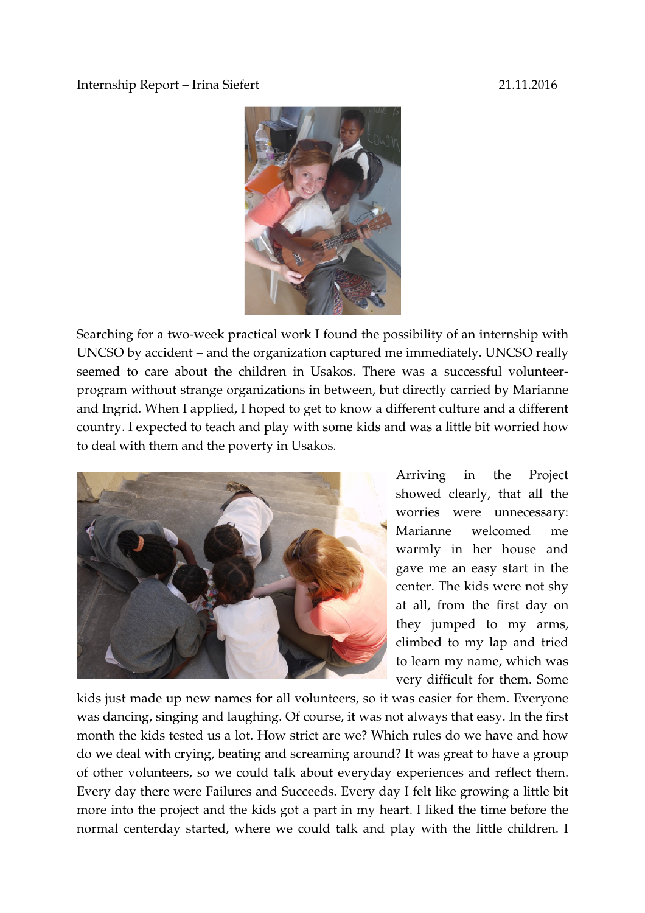Internship Report – Irina Siefert 21.11.2016

Searching for a two-week practical work I found the possibility of an internship with UNCSO by accident – and the organization captured me immediately. UNCSO really seemed to care about the children in Usakos. There was a successful volunteer-program without strange organizations in between, but directly carried by Marianne and Ingrid. When I applied, I hoped to get to know a different culture and a different country. I expected to teach and play with some kids and was a little bit worried how to deal with them and the poverty in Usakos.

Arriving in the Project showed clearly, that all the worries were unnecessary: Marianne welcomed me warmly in her house and gave me an easy start in the center. The kids were not shy at all, from the first day on they jumped to my arms, climbed to my lap and tried to learn my name, which was very difficult for them. Some kids just made up new names for all volunteers, so it was easier for them. Everyone was dancing, singing and laughing. Of course, it was not always that easy. In the first month the kids tested us a lot. How strict are we? Which rules do we have and how do we deal with crying, beating and screaming around? It was great to have a group of other volunteers, so we could talk about everyday experiences and reflect them. Every day there were Failures and Succeeds. Every day I felt like growing a little bit more into the project and the kids got a part in my heart. I liked the time before the normal centerday started, where we could talk and play with the little children. I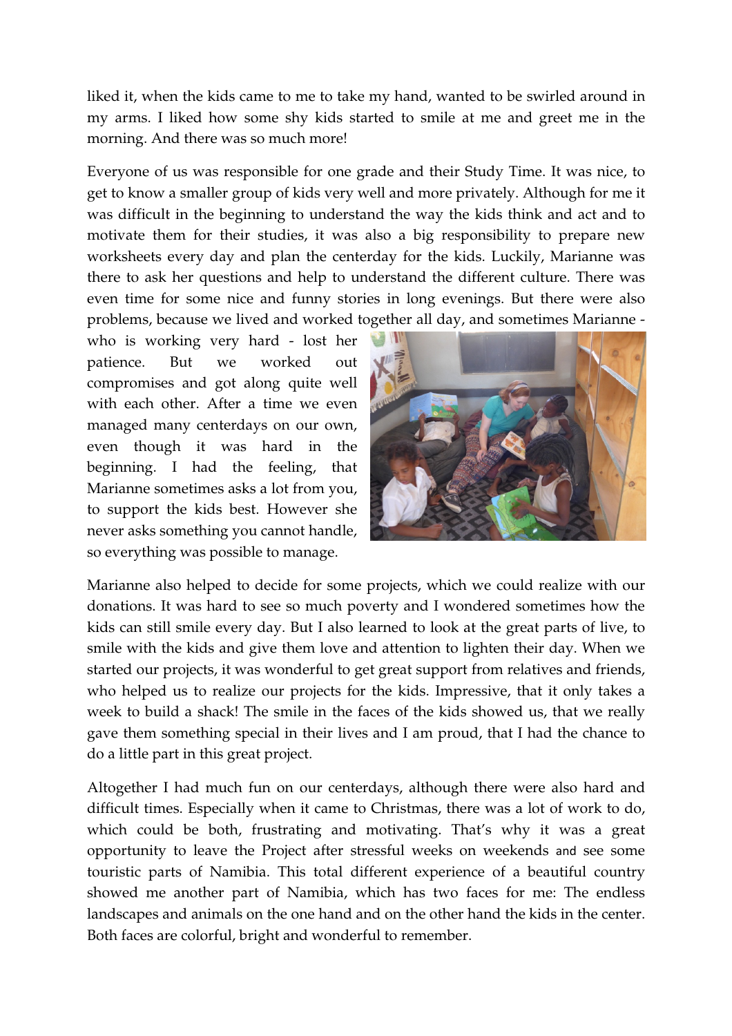liked it, when the kids came to me to take my hand, wanted to be swirled around in my arms. I liked how some shy kids started to smile at me and greet me in the morning. And there was so much more!

Everyone of us was responsible for one grade and their Study Time. It was nice, to get to know a smaller group of kids very well and more privately. Although for me it was difficult in the beginning to understand the way the kids think and act and to motivate them for their studies, it was also a big responsibility to prepare new worksheets every day and plan the centerday for the kids. Luckily, Marianne was there to ask her questions and help to understand the different culture. There was even time for some nice and funny stories in long evenings. But there were also problems, because we lived and worked together all day, and sometimes Marianne - who is working very hard - lost her patience. But we worked out compromises and got along quite well with each other. After a time we even managed many centerdays on our own, even though it was hard in the beginning. I had the feeling, that Marianne sometimes asks a lot from you, to support the kids best. However she never asks something you cannot handle, so everything was possible to manage.

Marianne also helped to decide for some projects, which we could realize with our donations. It was hard to see so much poverty and I wondered sometimes how the kids can still smile every day. But I also learned to look at the great parts of live, to smile with the kids and give them love and attention to lighten their day. When we started our projects, it was wonderful to get great support from relatives and friends, who helped us to realize our projects for the kids. Impressive, that it only takes a week to build a shack! The smile in the faces of the kids showed us, that we really gave them something special in their lives and I am proud, that I had the chance to do a little part in this great project.

Altogether I had much fun on our centerdays, although there were also hard and difficult times. Especially when it came to Christmas, there was a lot of work to do, which could be both, frustrating and motivating. That's why it was a great opportunity to leave the Project after stressful weeks on weekends and see some touristic parts of Namibia. This total different experience of a beautiful country showed me another part of Namibia, which has two faces for me: The endless landscapes and animals on the one hand and on the other hand the kids in the center. Both faces are colorful, bright and wonderful to remember.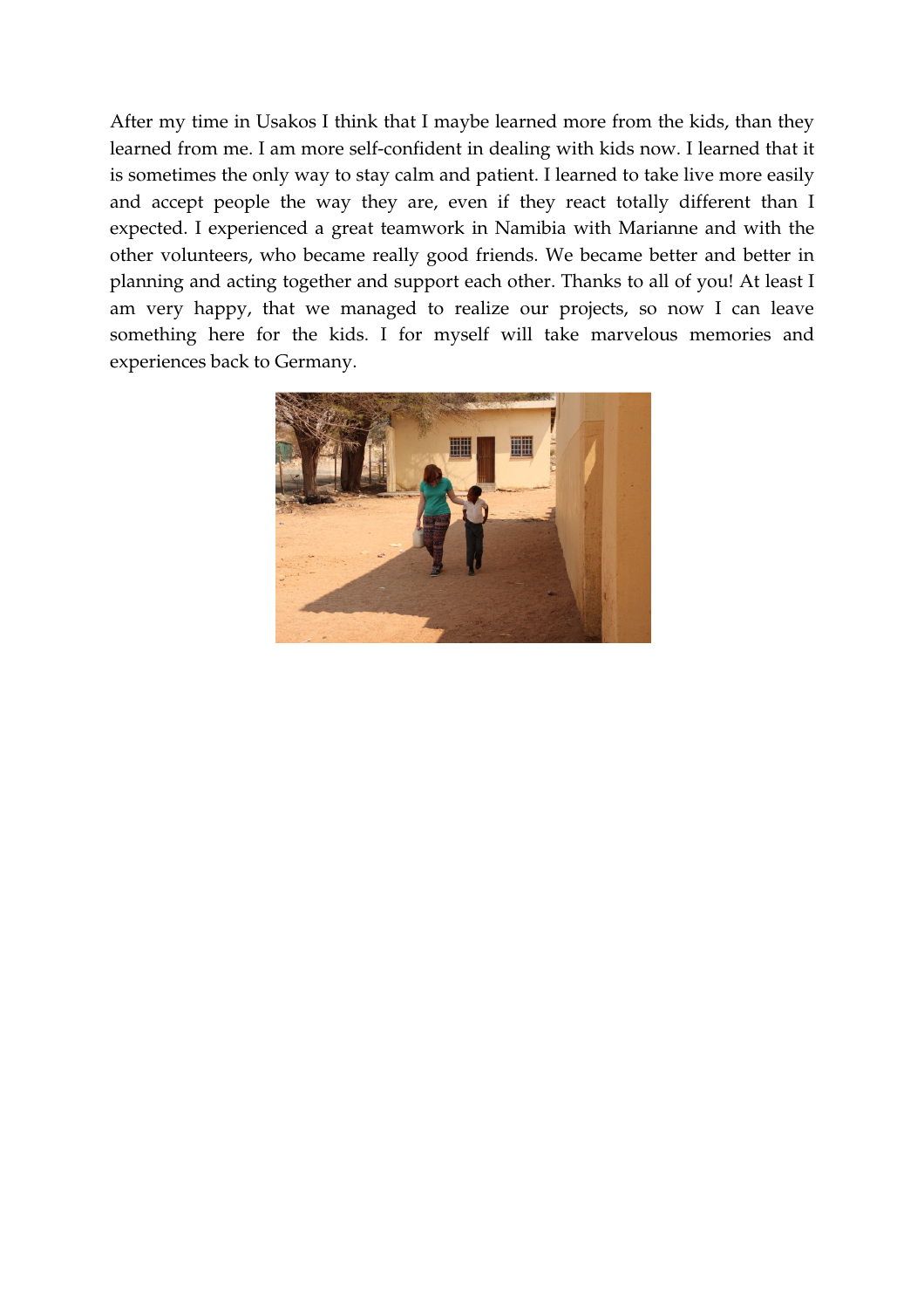After my time in Usakos I think that I maybe learned more from the kids, than they learned from me. I am more self-confident in dealing with kids now. I learned that it is sometimes the only way to stay calm and patient. I learned to take live more easily and accept people the way they are, even if they react totally different than I expected. I experienced a great teamwork in Namibia with Marianne and with the other volunteers, who became really good friends. We became better and better in planning and acting together and support each other. Thanks to all of you! At least I am very happy, that we managed to realize our projects, so now I can leave something here for the kids. I for myself will take marvelous memories and experiences back to Germany.